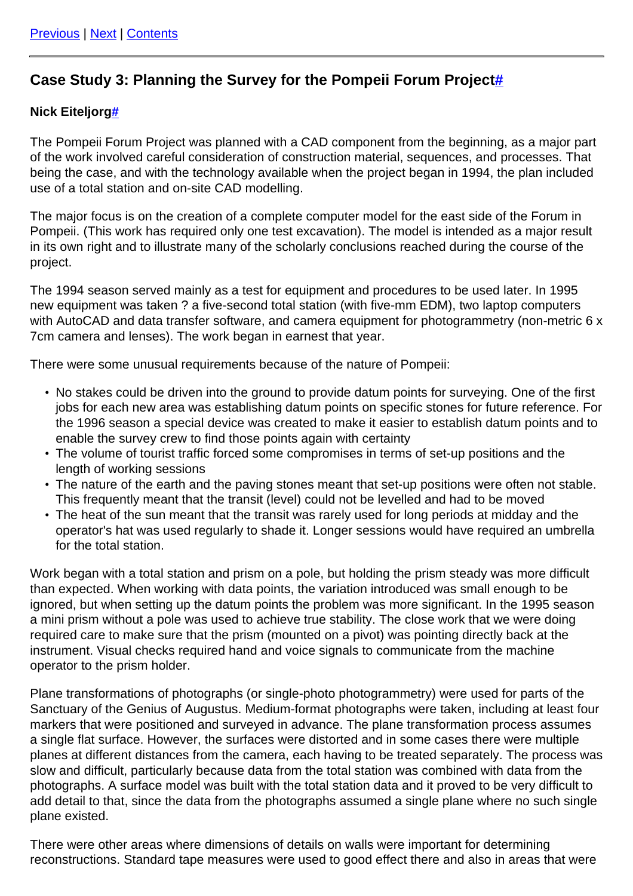[Previous](#) | [Next](#) | [Contents](#)

---

## Case Study 3: Planning the Survey for the Pompeii Forum Project[#](#)

**Nick Eiteljorg[#](#)**

The Pompeii Forum Project was planned with a CAD component from the beginning, as a major part of the work involved careful consideration of construction material, sequences, and processes. That being the case, and with the technology available when the project began in 1994, the plan included use of a total station and on-site CAD modelling.

The major focus is on the creation of a complete computer model for the east side of the Forum in Pompeii. (This work has required only one test excavation). The model is intended as a major result in its own right and to illustrate many of the scholarly conclusions reached during the course of the project.

The 1994 season served mainly as a test for equipment and procedures to be used later. In 1995 new equipment was taken ? a five-second total station (with five-mm EDM), two laptop computers with AutoCAD and data transfer software, and camera equipment for photogrammetry (non-metric 6 x 7cm camera and lenses). The work began in earnest that year.

There were some unusual requirements because of the nature of Pompeii:

- No stakes could be driven into the ground to provide datum points for surveying. One of the first jobs for each new area was establishing datum points on specific stones for future reference. For the 1996 season a special device was created to make it easier to establish datum points and to enable the survey crew to find those points again with certainty
- The volume of tourist traffic forced some compromises in terms of set-up positions and the length of working sessions
- The nature of the earth and the paving stones meant that set-up positions were often not stable. This frequently meant that the transit (level) could not be levelled and had to be moved
- The heat of the sun meant that the transit was rarely used for long periods at midday and the operator's hat was used regularly to shade it. Longer sessions would have required an umbrella for the total station.

Work began with a total station and prism on a pole, but holding the prism steady was more difficult than expected. When working with data points, the variation introduced was small enough to be ignored, but when setting up the datum points the problem was more significant. In the 1995 season a mini prism without a pole was used to achieve true stability. The close work that we were doing required care to make sure that the prism (mounted on a pivot) was pointing directly back at the instrument. Visual checks required hand and voice signals to communicate from the machine operator to the prism holder.

Plane transformations of photographs (or single-photo photogrammetry) were used for parts of the Sanctuary of the Genius of Augustus. Medium-format photographs were taken, including at least four markers that were positioned and surveyed in advance. The plane transformation process assumes a single flat surface. However, the surfaces were distorted and in some cases there were multiple planes at different distances from the camera, each having to be treated separately. The process was slow and difficult, particularly because data from the total station was combined with data from the photographs. A surface model was built with the total station data and it proved to be very difficult to add detail to that, since the data from the photographs assumed a single plane where no such single plane existed.

There were other areas where dimensions of details on walls were important for determining reconstructions. Standard tape measures were used to good effect there and also in areas that were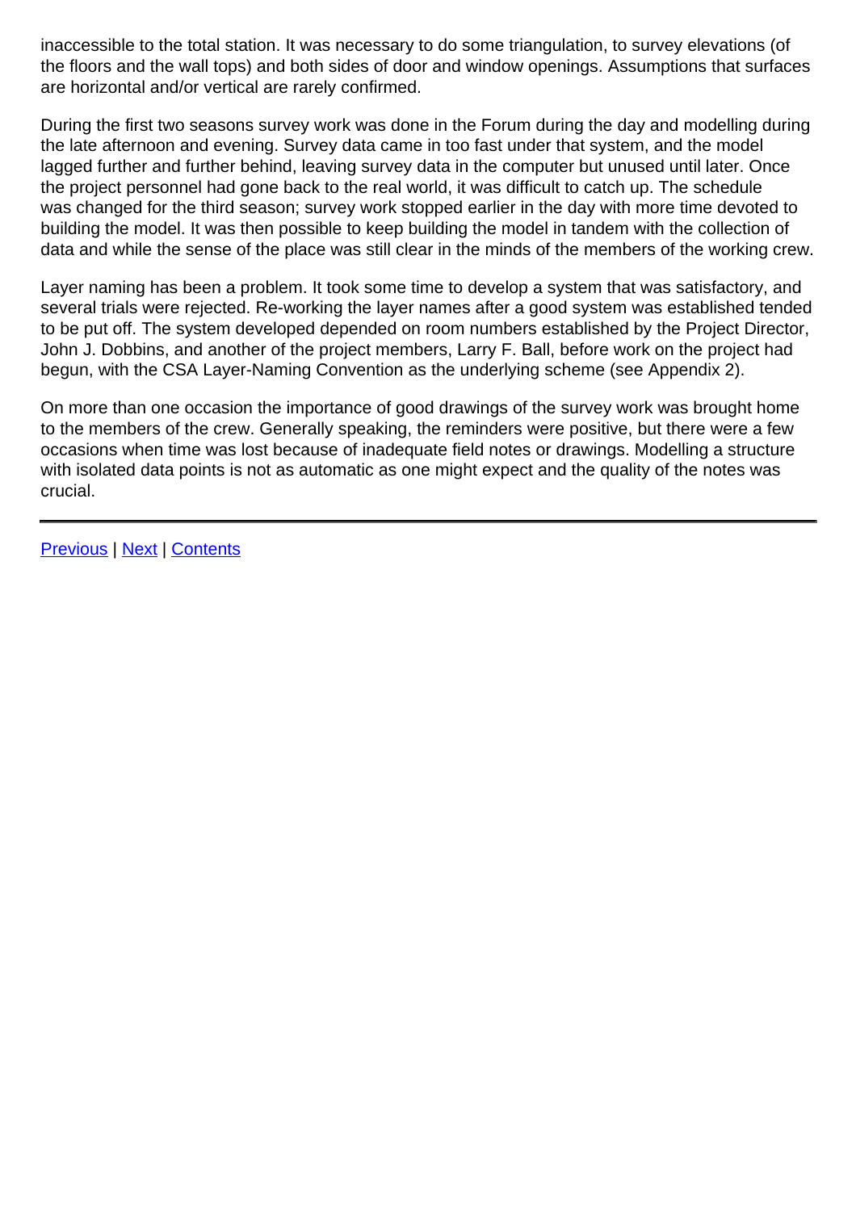inaccessible to the total station. It was necessary to do some triangulation, to survey elevations (of the floors and the wall tops) and both sides of door and window openings. Assumptions that surfaces are horizontal and/or vertical are rarely confirmed.

During the first two seasons survey work was done in the Forum during the day and modelling during the late afternoon and evening. Survey data came in too fast under that system, and the model lagged further and further behind, leaving survey data in the computer but unused until later. Once the project personnel had gone back to the real world, it was difficult to catch up. The schedule was changed for the third season; survey work stopped earlier in the day with more time devoted to building the model. It was then possible to keep building the model in tandem with the collection of data and while the sense of the place was still clear in the minds of the members of the working crew.

Layer naming has been a problem. It took some time to develop a system that was satisfactory, and several trials were rejected. Re-working the layer names after a good system was established tended to be put off. The system developed depended on room numbers established by the Project Director, John J. Dobbins, and another of the project members, Larry F. Ball, before work on the project had begun, with the CSA Layer-Naming Convention as the underlying scheme (see Appendix 2).

On more than one occasion the importance of good drawings of the survey work was brought home to the members of the crew. Generally speaking, the reminders were positive, but there were a few occasions when time was lost because of inadequate field notes or drawings. Modelling a structure with isolated data points is not as automatic as one might expect and the quality of the notes was crucial.

---

Previous | Next | Contents